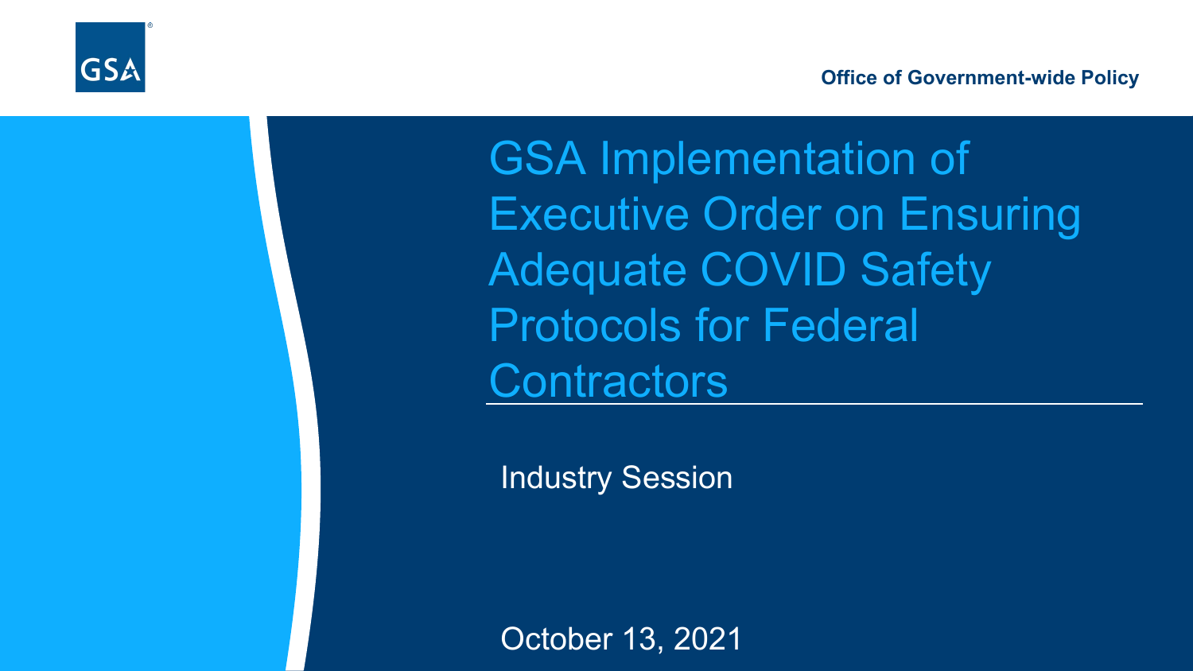Office of Government-wide Policy

# GSA Implementation of Executive Order on Ensuring Adequate COVID Safety Protocols for Federal Contractors

Industry Session

October 13, 2021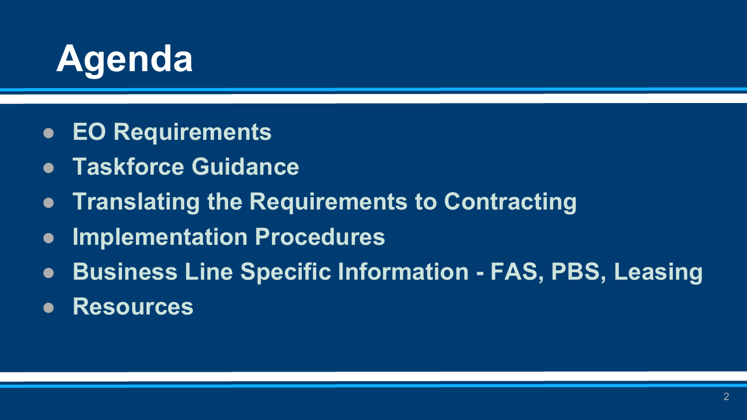# Agenda

- EO Requirements
- Taskforce Guidance
- Translating the Requirements to Contracting
- Implementation Procedures
- Business Line Specific Information - FAS, PBS, Leasing
- Resources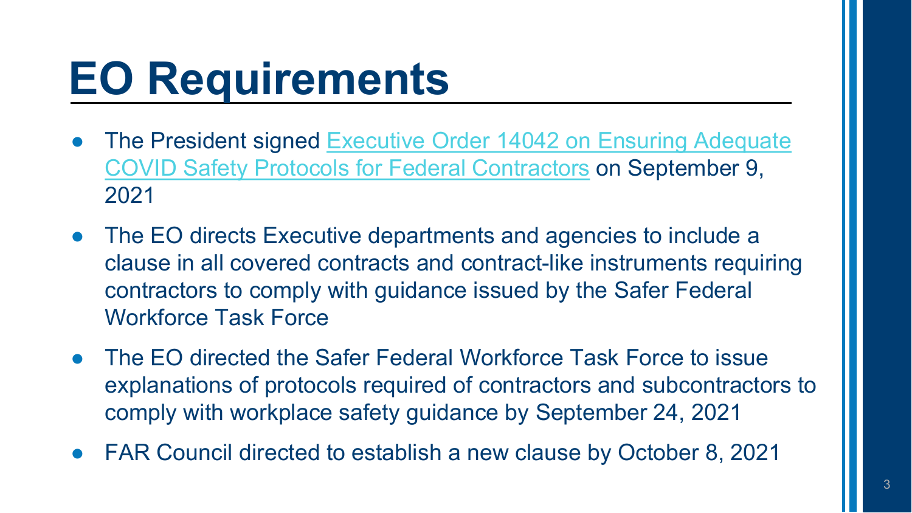# EO Requirements

- The President signed Executive Order 14042 on Ensuring Adequate COVID Safety Protocols for Federal Contractors on September 9, 2021
- The EO directs Executive departments and agencies to include a clause in all covered contracts and contract-like instruments requiring contractors to comply with guidance issued by the Safer Federal Workforce Task Force
- The EO directed the Safer Federal Workforce Task Force to issue explanations of protocols required of contractors and subcontractors to comply with workplace safety guidance by September 24, 2021
- FAR Council directed to establish a new clause by October 8, 2021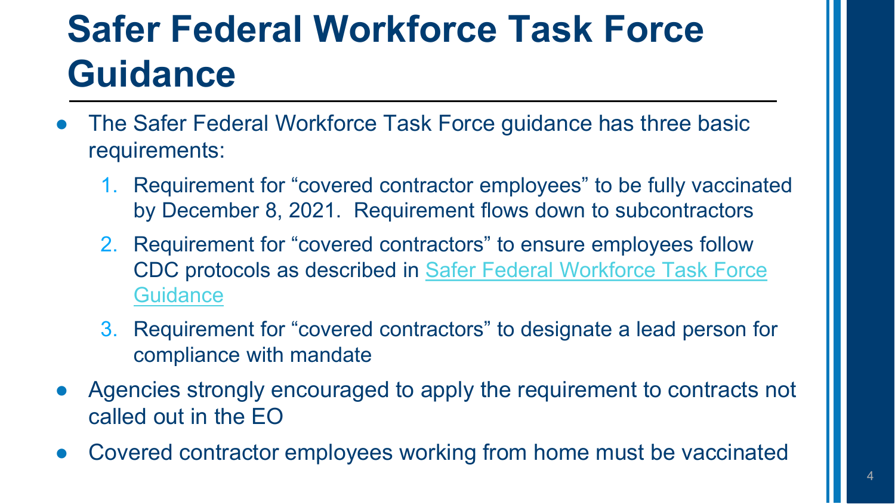# Safer Federal Workforce Task Force Guidance

- The Safer Federal Workforce Task Force guidance has three basic requirements:
  1. Requirement for "covered contractor employees" to be fully vaccinated by December 8, 2021. Requirement flows down to subcontractors
  2. Requirement for "covered contractors" to ensure employees follow CDC protocols as described in Safer Federal Workforce Task Force Guidance
  3. Requirement for "covered contractors" to designate a lead person for compliance with mandate
- Agencies strongly encouraged to apply the requirement to contracts not called out in the EO
- Covered contractor employees working from home must be vaccinated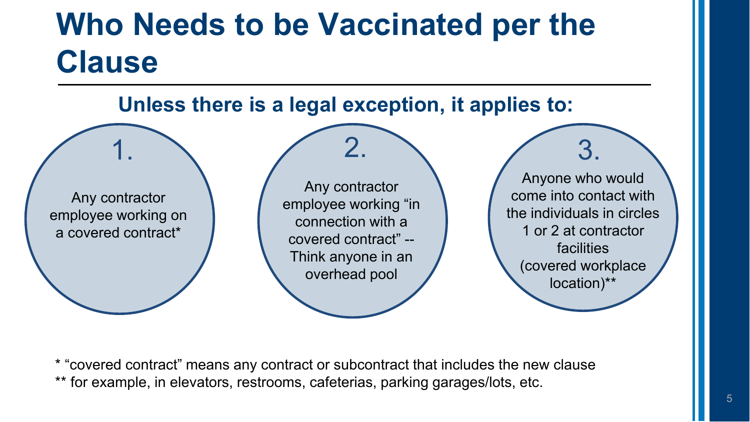# Who Needs to be Vaccinated per the Clause

## Unless there is a legal exception, it applies to:

1. Any contractor employee working on a covered contract*

2. Any contractor employee working "in connection with a covered contract" -- Think anyone in an overhead pool

3. Anyone who would come into contact with the individuals in circles 1 or 2 at contractor facilities (covered workplace location)**

\* "covered contract" means any contract or subcontract that includes the new clause

\** for example, in elevators, restrooms, cafeterias, parking garages/lots, etc.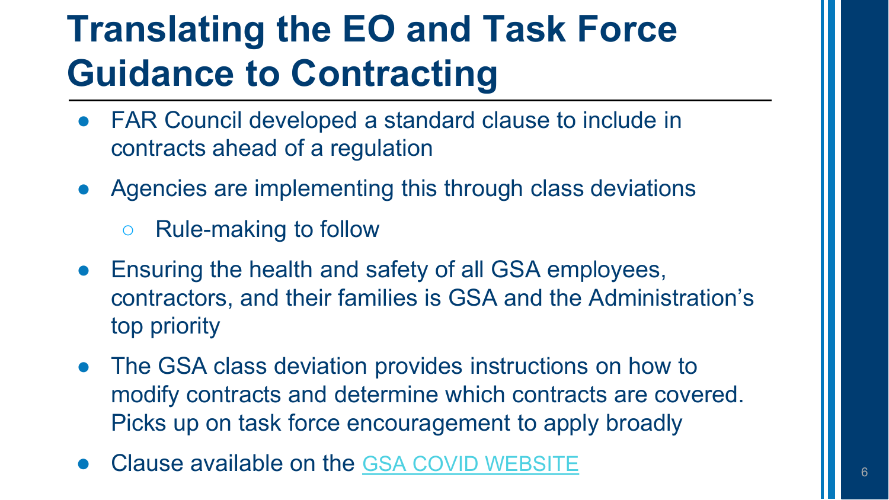# Translating the EO and Task Force Guidance to Contracting

- FAR Council developed a standard clause to include in contracts ahead of a regulation
- Agencies are implementing this through class deviations
  - Rule-making to follow
- Ensuring the health and safety of all GSA employees, contractors, and their families is GSA and the Administration's top priority
- The GSA class deviation provides instructions on how to modify contracts and determine which contracts are covered. Picks up on task force encouragement to apply broadly
- Clause available on the GSA COVID WEBSITE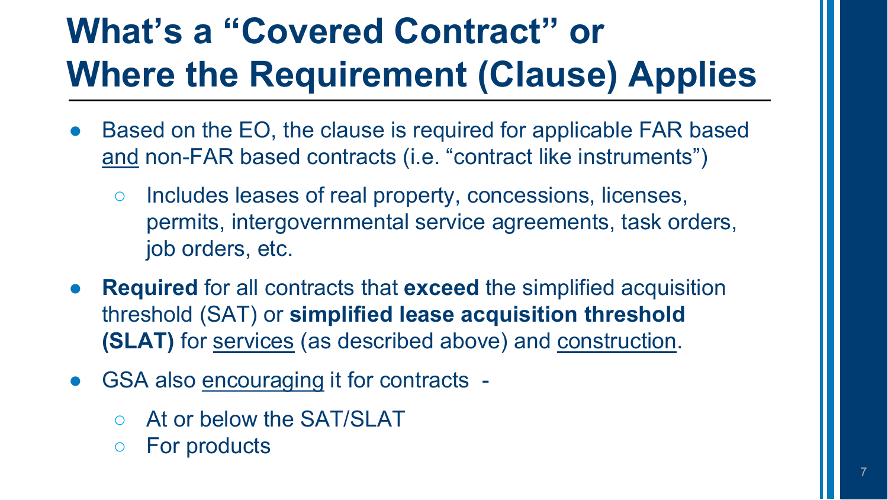# What's a "Covered Contract" or Where the Requirement (Clause) Applies

- Based on the EO, the clause is required for applicable FAR based and non-FAR based contracts (i.e. "contract like instruments")
  - Includes leases of real property, concessions, licenses, permits, intergovernmental service agreements, task orders, job orders, etc.
- **Required** for all contracts that **exceed** the simplified acquisition threshold (SAT) or **simplified lease acquisition threshold (SLAT)** for services (as described above) and construction.
- GSA also encouraging it for contracts -
  - At or below the SAT/SLAT
  - For products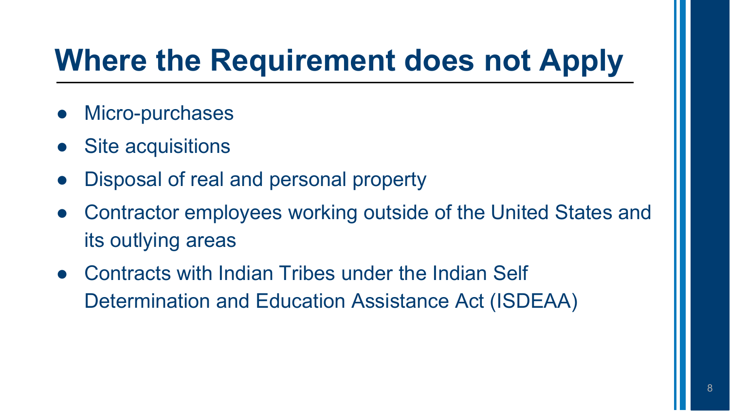# Where the Requirement does not Apply

- Micro-purchases
- Site acquisitions
- Disposal of real and personal property
- Contractor employees working outside of the United States and its outlying areas
- Contracts with Indian Tribes under the Indian Self Determination and Education Assistance Act (ISDEAA)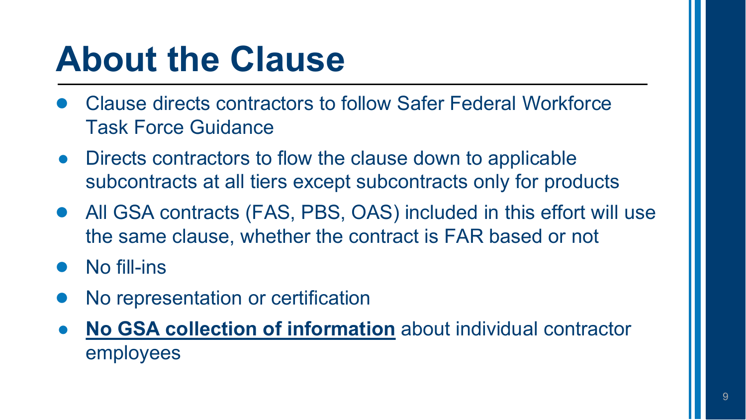# About the Clause

- Clause directs contractors to follow Safer Federal Workforce Task Force Guidance
- Directs contractors to flow the clause down to applicable subcontracts at all tiers except subcontracts only for products
- All GSA contracts (FAS, PBS, OAS) included in this effort will use the same clause, whether the contract is FAR based or not
- No fill-ins
- No representation or certification
- <u>**No GSA collection of information**</u> about individual contractor employees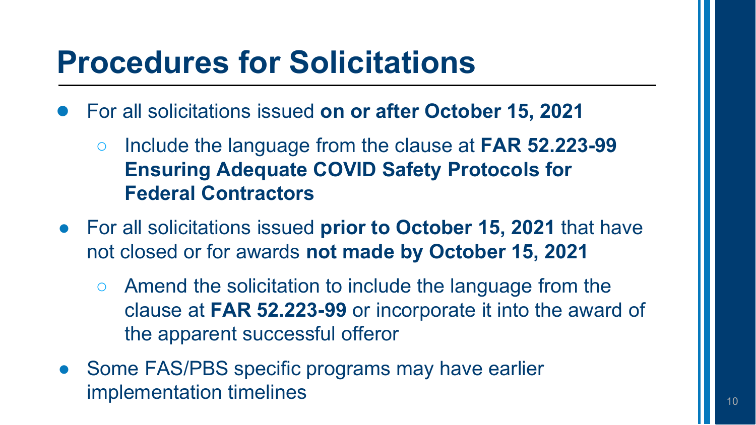# Procedures for Solicitations

- For all solicitations issued **on or after October 15, 2021**
  - Include the language from the clause at **FAR 52.223-99 Ensuring Adequate COVID Safety Protocols for Federal Contractors**
- For all solicitations issued **prior to October 15, 2021** that have not closed or for awards **not made by October 15, 2021**
  - Amend the solicitation to include the language from the clause at **FAR 52.223-99** or incorporate it into the award of the apparent successful offeror
- Some FAS/PBS specific programs may have earlier implementation timelines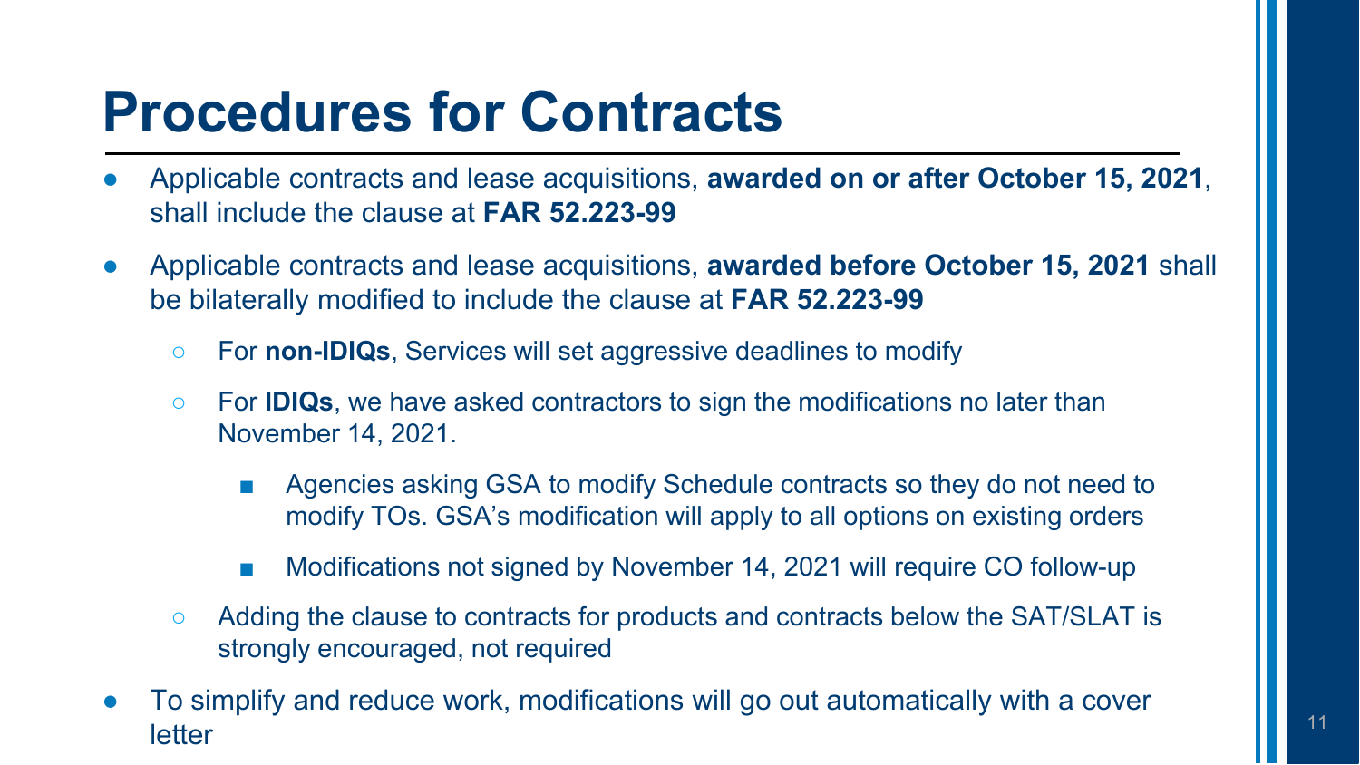# Procedures for Contracts

- Applicable contracts and lease acquisitions, **awarded on or after October 15, 2021**, shall include the clause at **FAR 52.223-99**
- Applicable contracts and lease acquisitions, **awarded before October 15, 2021** shall be bilaterally modified to include the clause at **FAR 52.223-99**
  - For **non-IDIQs**, Services will set aggressive deadlines to modify
  - For **IDIQs**, we have asked contractors to sign the modifications no later than November 14, 2021.
    - Agencies asking GSA to modify Schedule contracts so they do not need to modify TOs. GSA's modification will apply to all options on existing orders
    - Modifications not signed by November 14, 2021 will require CO follow-up
  - Adding the clause to contracts for products and contracts below the SAT/SLAT is strongly encouraged, not required
- To simplify and reduce work, modifications will go out automatically with a cover letter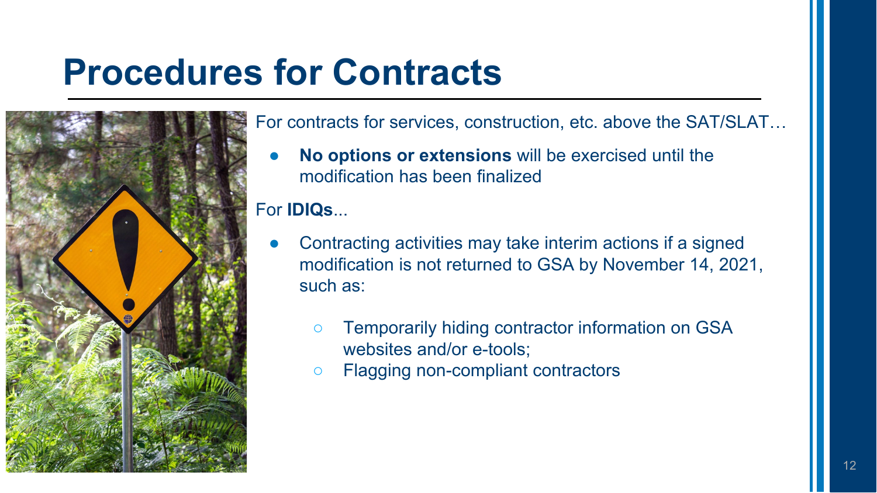# Procedures for Contracts

For contracts for services, construction, etc. above the SAT/SLAT…

- **No options or extensions** will be exercised until the modification has been finalized

For **IDIQs**...

- Contracting activities may take interim actions if a signed modification is not returned to GSA by November 14, 2021, such as:
  - Temporarily hiding contractor information on GSA websites and/or e-tools;
  - Flagging non-compliant contractors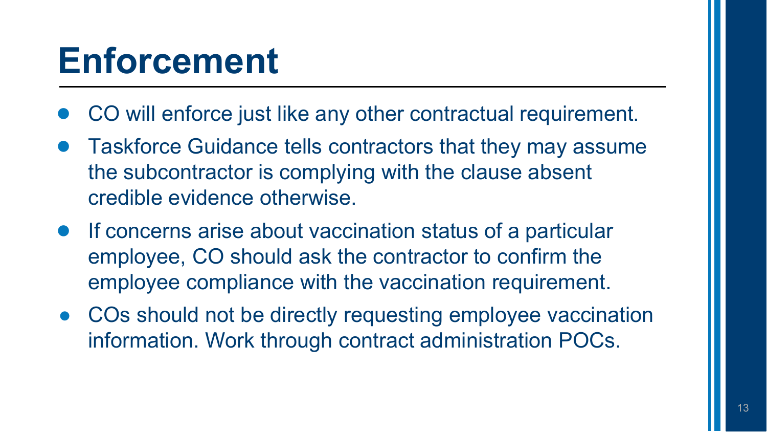# Enforcement

- CO will enforce just like any other contractual requirement.
- Taskforce Guidance tells contractors that they may assume the subcontractor is complying with the clause absent credible evidence otherwise.
- If concerns arise about vaccination status of a particular employee, CO should ask the contractor to confirm the employee compliance with the vaccination requirement.
- COs should not be directly requesting employee vaccination information. Work through contract administration POCs.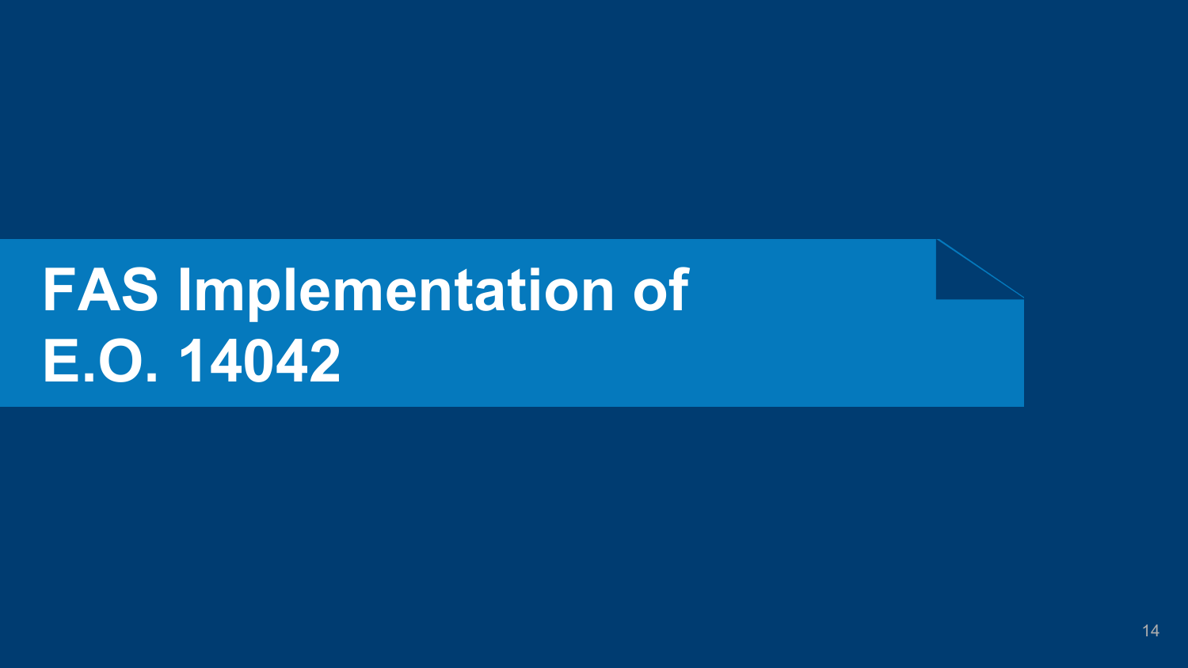# FAS Implementation of E.O. 14042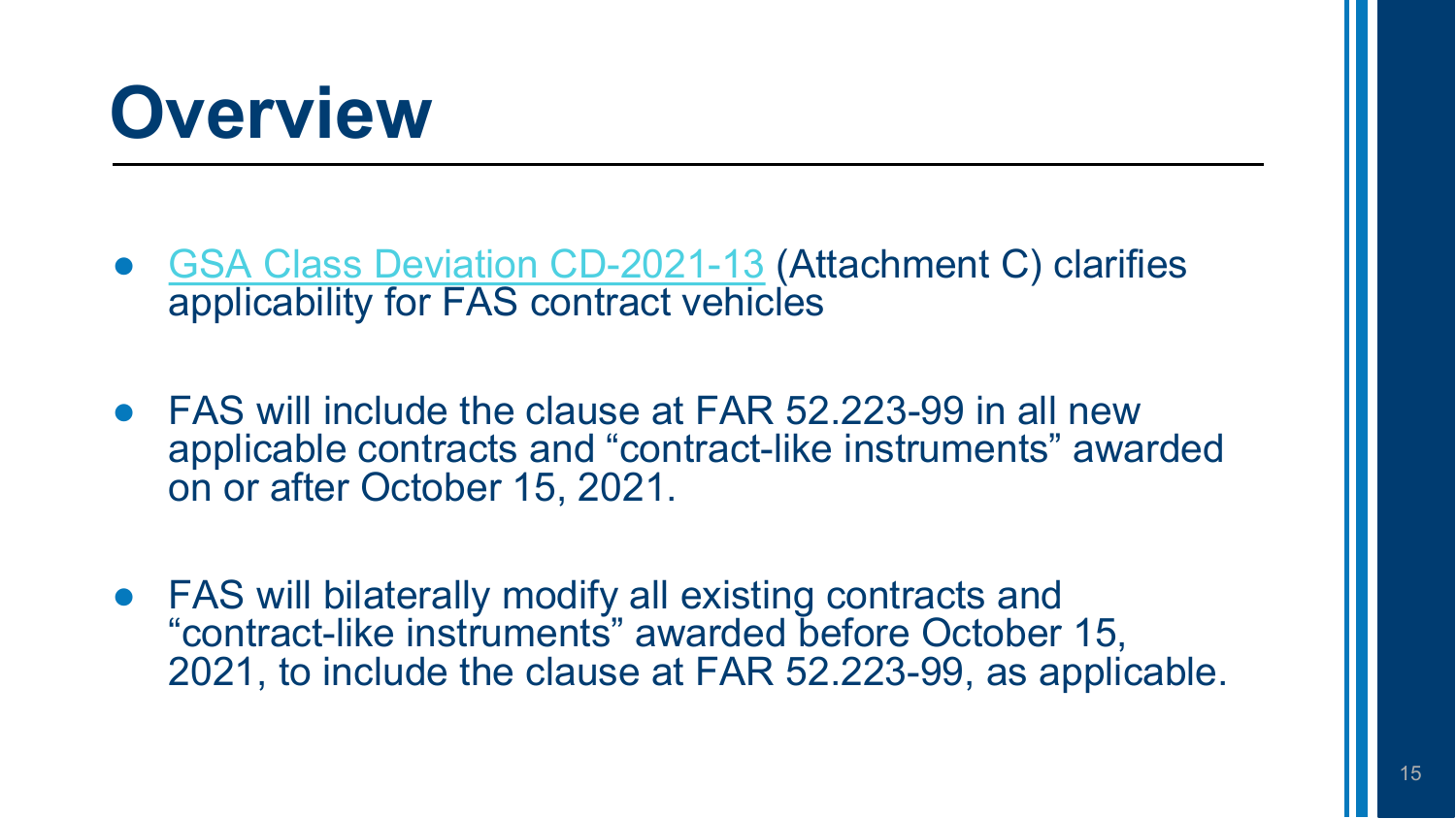# Overview

- GSA Class Deviation CD-2021-13 (Attachment C) clarifies applicability for FAS contract vehicles
- FAS will include the clause at FAR 52.223-99 in all new applicable contracts and "contract-like instruments" awarded on or after October 15, 2021.
- FAS will bilaterally modify all existing contracts and "contract-like instruments" awarded before October 15, 2021, to include the clause at FAR 52.223-99, as applicable.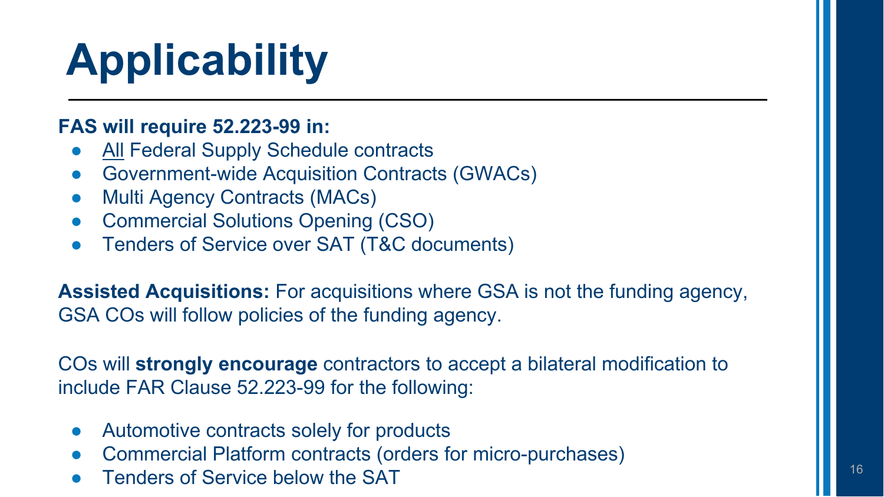# Applicability

**FAS will require 52.223-99 in:**

- All Federal Supply Schedule contracts
- Government-wide Acquisition Contracts (GWACs)
- Multi Agency Contracts (MACs)
- Commercial Solutions Opening (CSO)
- Tenders of Service over SAT (T&C documents)

**Assisted Acquisitions:** For acquisitions where GSA is not the funding agency, GSA COs will follow policies of the funding agency.

COs will **strongly encourage** contractors to accept a bilateral modification to include FAR Clause 52.223-99 for the following:

- Automotive contracts solely for products
- Commercial Platform contracts (orders for micro-purchases)
- Tenders of Service below the SAT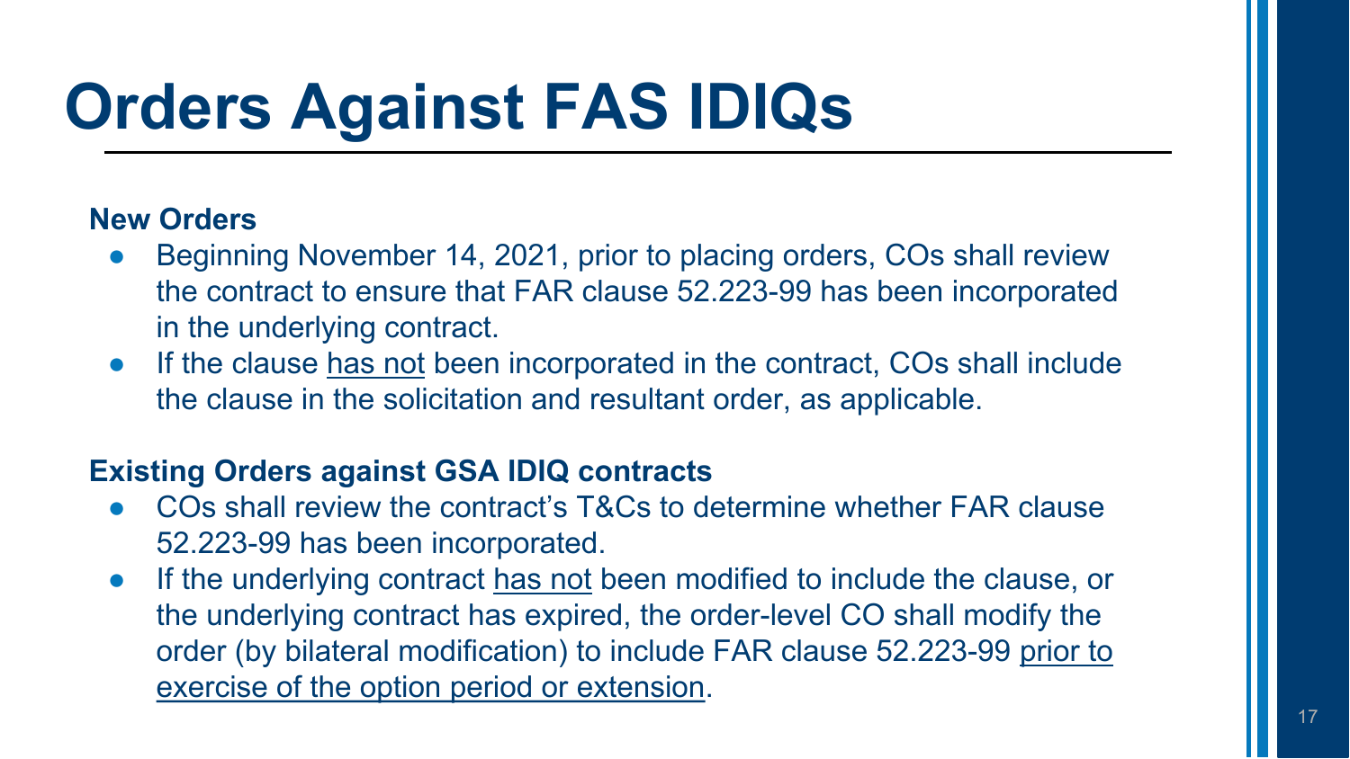# Orders Against FAS IDIQs

**New Orders**

- Beginning November 14, 2021, prior to placing orders, COs shall review the contract to ensure that FAR clause 52.223-99 has been incorporated in the underlying contract.
- If the clause <u>has not</u> been incorporated in the contract, COs shall include the clause in the solicitation and resultant order, as applicable.

**Existing Orders against GSA IDIQ contracts**

- COs shall review the contract's T&Cs to determine whether FAR clause 52.223-99 has been incorporated.
- If the underlying contract <u>has not</u> been modified to include the clause, or the underlying contract has expired, the order-level CO shall modify the order (by bilateral modification) to include FAR clause 52.223-99 <u>prior to exercise of the option period or extension</u>.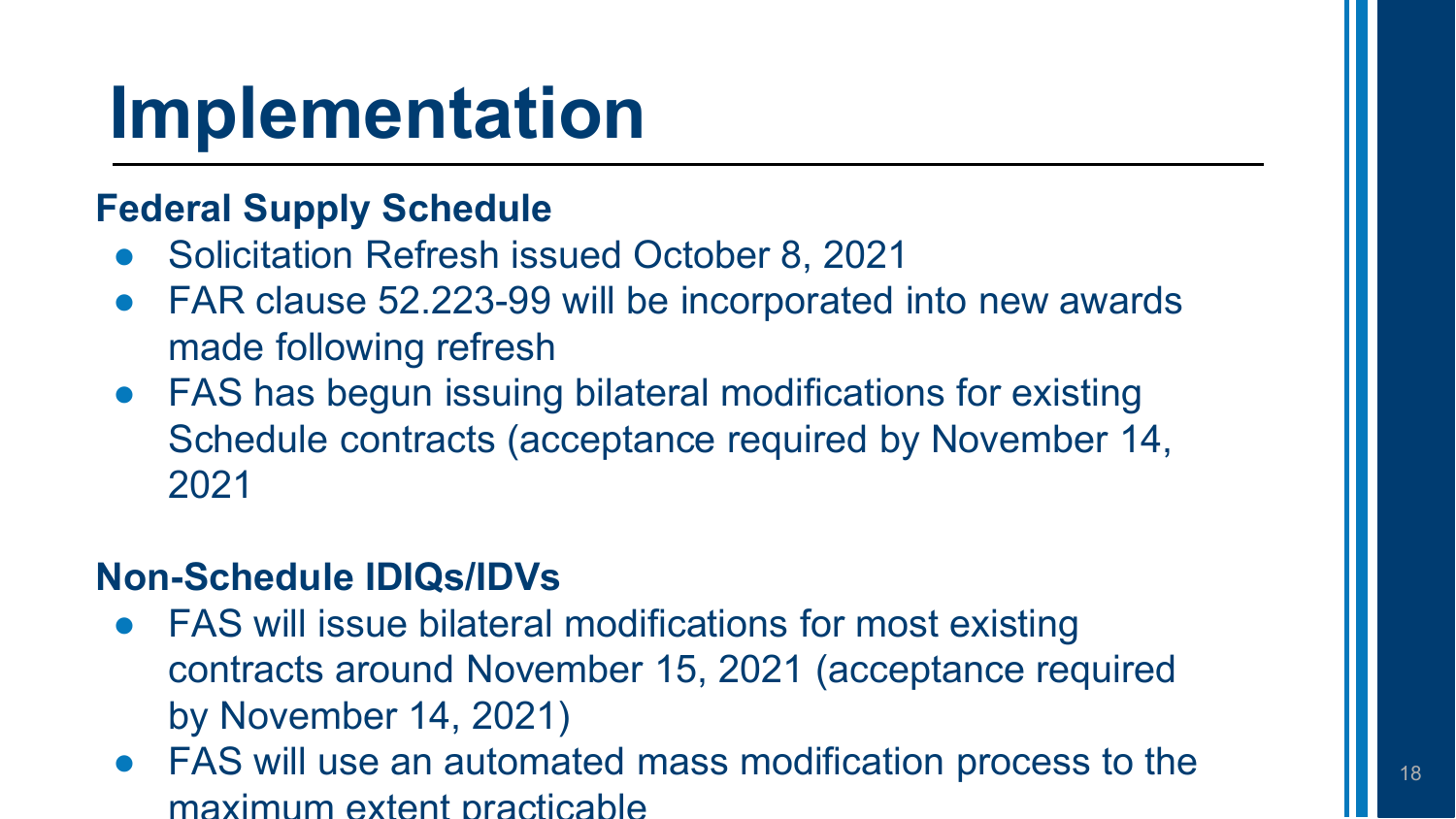# Implementation

**Federal Supply Schedule**

- Solicitation Refresh issued October 8, 2021
- FAR clause 52.223-99 will be incorporated into new awards made following refresh
- FAS has begun issuing bilateral modifications for existing Schedule contracts (acceptance required by November 14, 2021

**Non-Schedule IDIQs/IDVs**

- FAS will issue bilateral modifications for most existing contracts around November 15, 2021 (acceptance required by November 14, 2021)
- FAS will use an automated mass modification process to the maximum extent practicable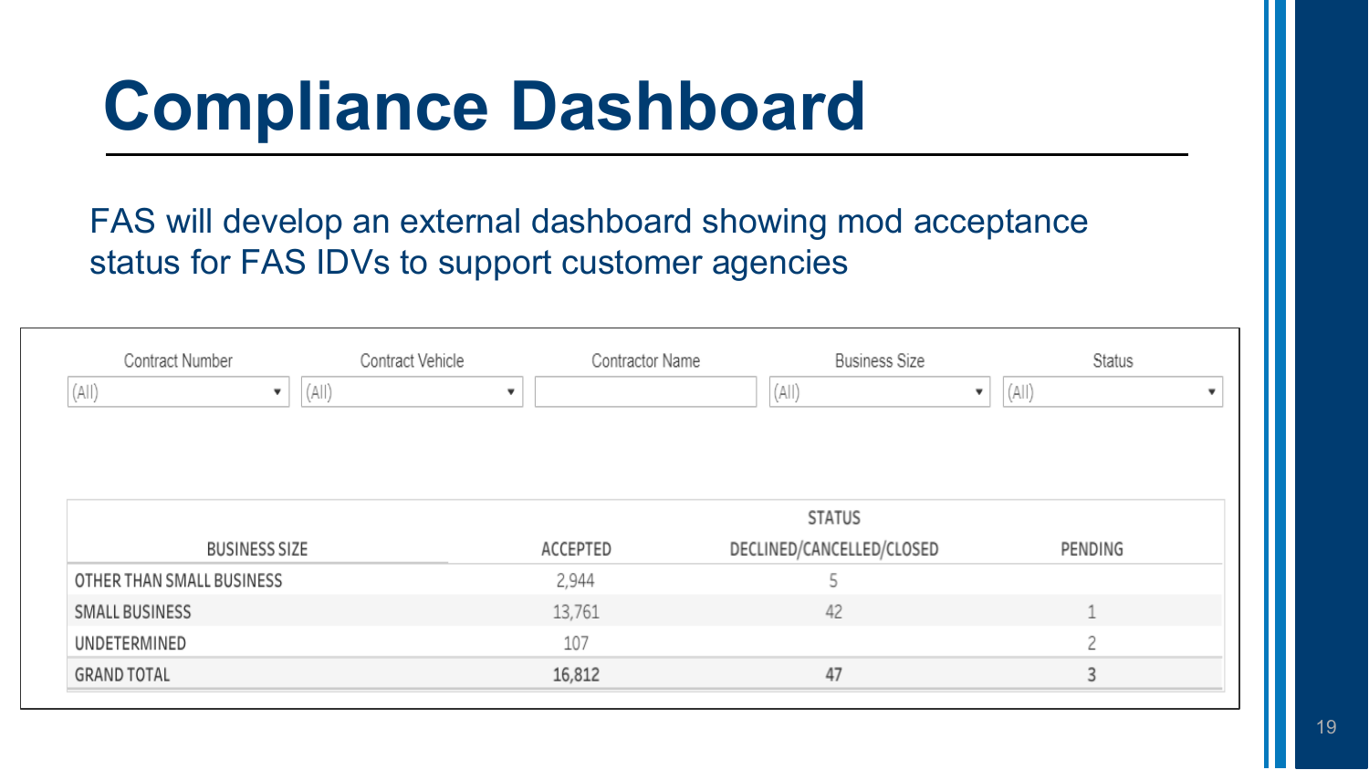# Compliance Dashboard

FAS will develop an external dashboard showing mod acceptance status for FAS IDVs to support customer agencies

| Contract Number | Contract Vehicle | Contractor Name | Business Size | Status |
|---|---|---|---|---|
| (All) | (All) | | (All) | (All) |

| BUSINESS SIZE | STATUS | | |
|---|---|---|---|
| | ACCEPTED | DECLINED/CANCELLED/CLOSED | PENDING |
| OTHER THAN SMALL BUSINESS | 2,944 | 5 | |
| SMALL BUSINESS | 13,761 | 42 | 1 |
| UNDETERMINED | 107 | | 2 |
| GRAND TOTAL | 16,812 | 47 | 3 |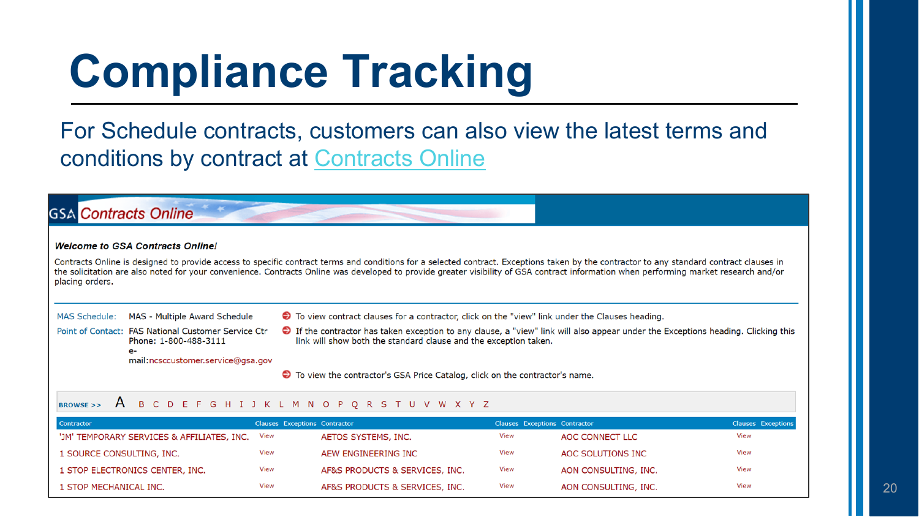# Compliance Tracking

For Schedule contracts, customers can also view the latest terms and conditions by contract at Contracts Online

GSA Contracts Online

***Welcome to GSA Contracts Online!***

Contracts Online is designed to provide access to specific contract terms and conditions for a selected contract. Exceptions taken by the contractor to any standard contract clauses in the solicitation are also noted for your convenience. Contracts Online was developed to provide greater visibility of GSA contract information when performing market research and/or placing orders.

MAS Schedule: MAS - Multiple Award Schedule

Point of Contact: FAS National Customer Service Ctr
Phone: 1-800-488-3111
e-mail:ncsccustomer.service@gsa.gov

- To view contract clauses for a contractor, click on the "view" link under the Clauses heading.
- If the contractor has taken exception to any clause, a "view" link will also appear under the Exceptions heading. Clicking this link will show both the standard clause and the exception taken.
- To view the contractor's GSA Price Catalog, click on the contractor's name.

BROWSE >> A B C D E F G H I J K L M N O P Q R S T U V W X Y Z

| Contractor | Clauses | Exceptions | Contractor | Clauses | Exceptions | Contractor | Clauses | Exceptions |
|---|---|---|---|---|---|---|---|---|
| 'JM' TEMPORARY SERVICES & AFFILIATES, INC. | View | | AETOS SYSTEMS, INC. | View | | AOC CONNECT LLC | View | |
| 1 SOURCE CONSULTING, INC. | View | | AEW ENGINEERING INC | View | | AOC SOLUTIONS INC | View | |
| 1 STOP ELECTRONICS CENTER, INC. | View | | AF&S PRODUCTS & SERVICES, INC. | View | | AON CONSULTING, INC. | View | |
| 1 STOP MECHANICAL INC. | View | | AF&S PRODUCTS & SERVICES, INC. | View | | AON CONSULTING, INC. | View | |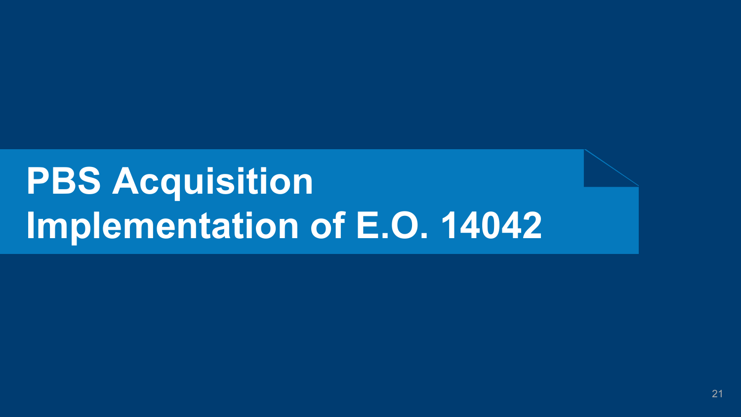# PBS Acquisition Implementation of E.O. 14042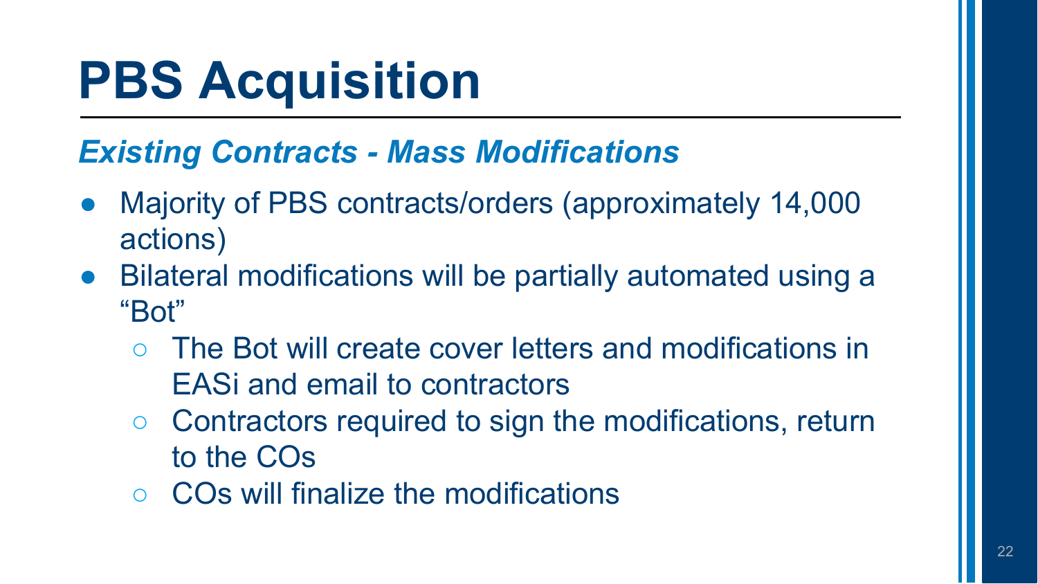# PBS Acquisition

## *Existing Contracts - Mass Modifications*

- Majority of PBS contracts/orders (approximately 14,000 actions)
- Bilateral modifications will be partially automated using a “Bot”
  - The Bot will create cover letters and modifications in EASi and email to contractors
  - Contractors required to sign the modifications, return to the COs
  - COs will finalize the modifications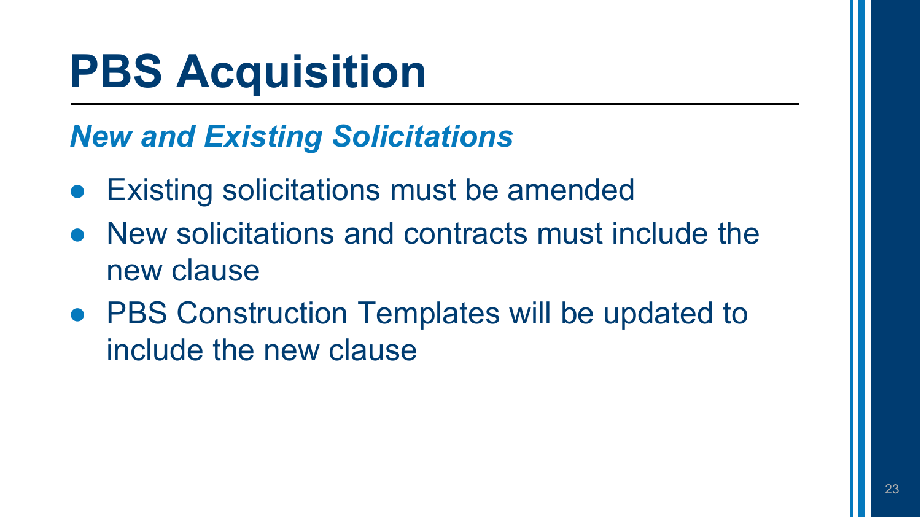# PBS Acquisition

## *New and Existing Solicitations*

- Existing solicitations must be amended
- New solicitations and contracts must include the new clause
- PBS Construction Templates will be updated to include the new clause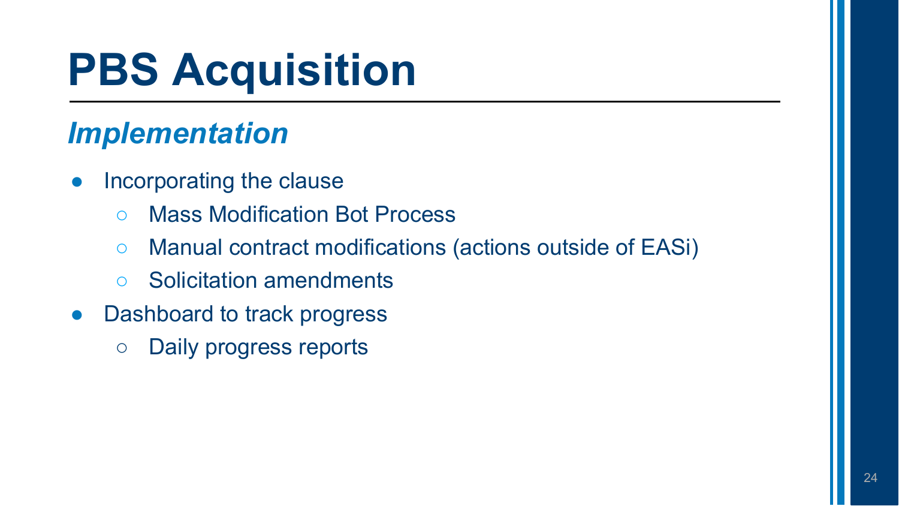# PBS Acquisition

## *Implementation*

- Incorporating the clause
  - Mass Modification Bot Process
  - Manual contract modifications (actions outside of EASi)
  - Solicitation amendments
- Dashboard to track progress
  - Daily progress reports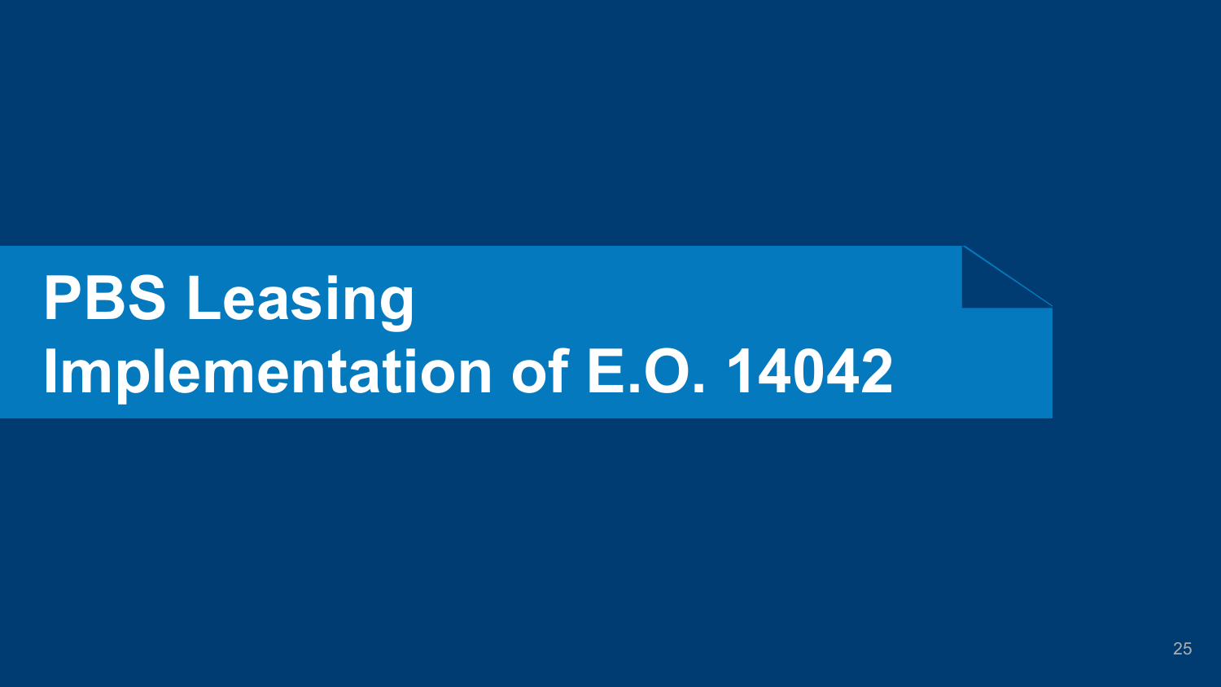# PBS Leasing Implementation of E.O. 14042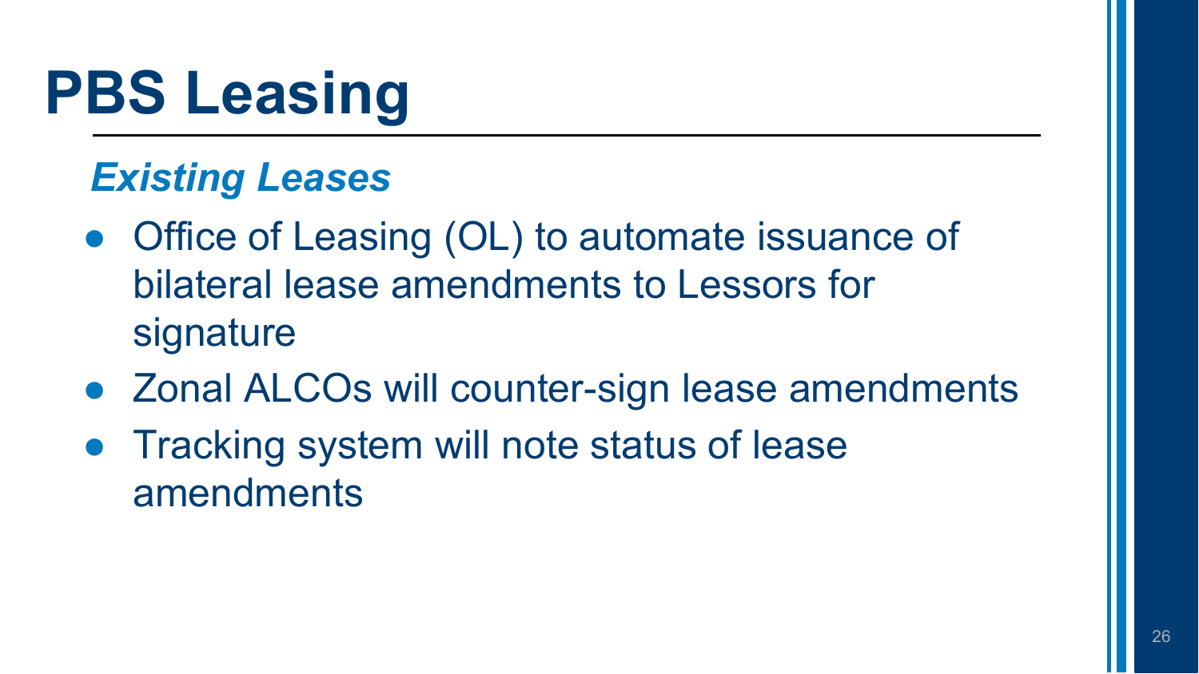# PBS Leasing

***Existing Leases***

- Office of Leasing (OL) to automate issuance of bilateral lease amendments to Lessors for signature
- Zonal ALCOs will counter-sign lease amendments
- Tracking system will note status of lease amendments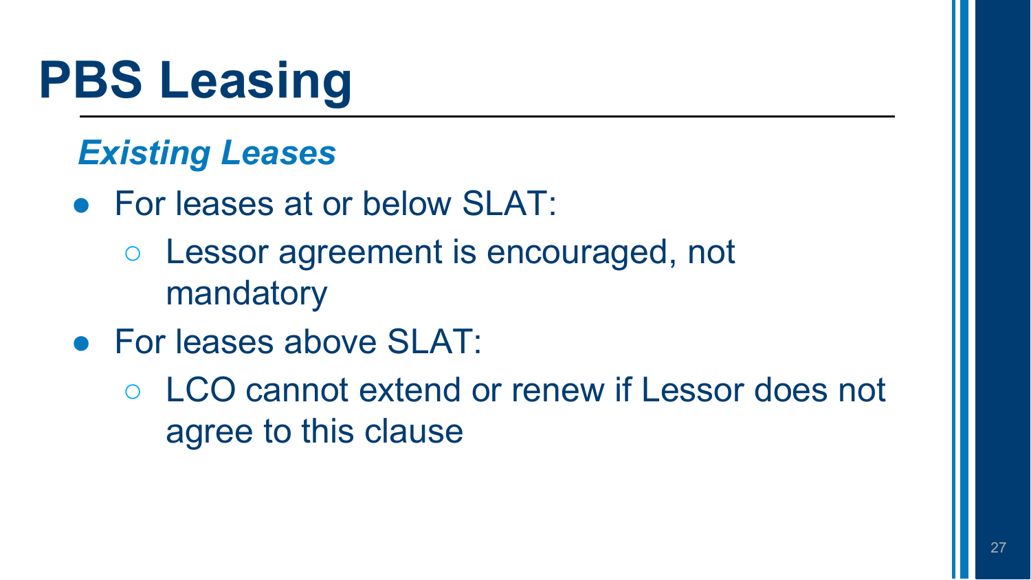# PBS Leasing

### *Existing Leases*

- For leases at or below SLAT:
  - Lessor agreement is encouraged, not mandatory
- For leases above SLAT:
  - LCO cannot extend or renew if Lessor does not agree to this clause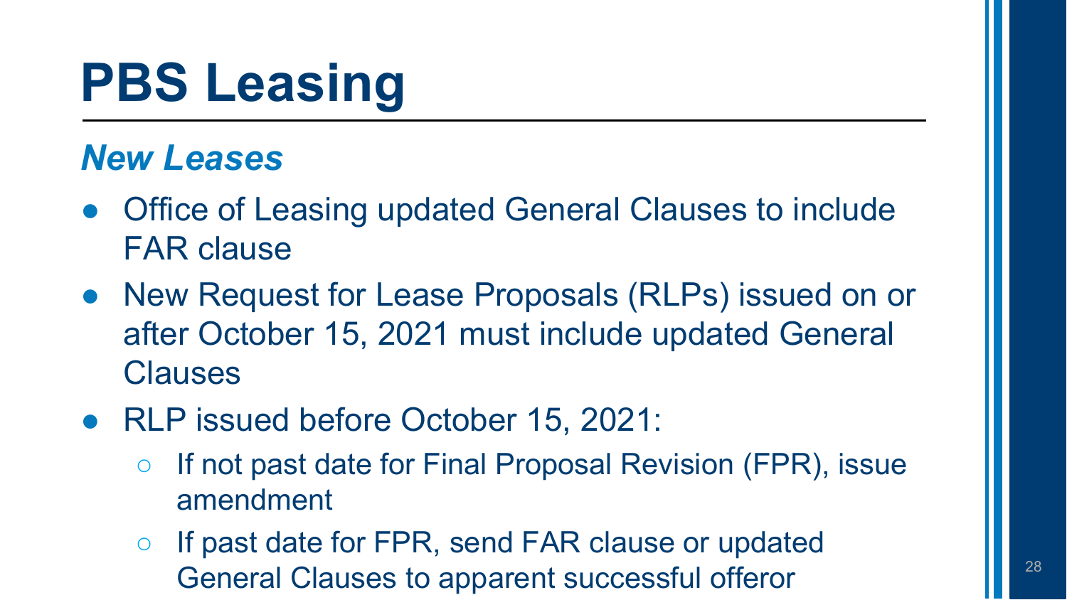# PBS Leasing

## *New Leases*

- Office of Leasing updated General Clauses to include FAR clause
- New Request for Lease Proposals (RLPs) issued on or after October 15, 2021 must include updated General Clauses
- RLP issued before October 15, 2021:
  - If not past date for Final Proposal Revision (FPR), issue amendment
  - If past date for FPR, send FAR clause or updated General Clauses to apparent successful offeror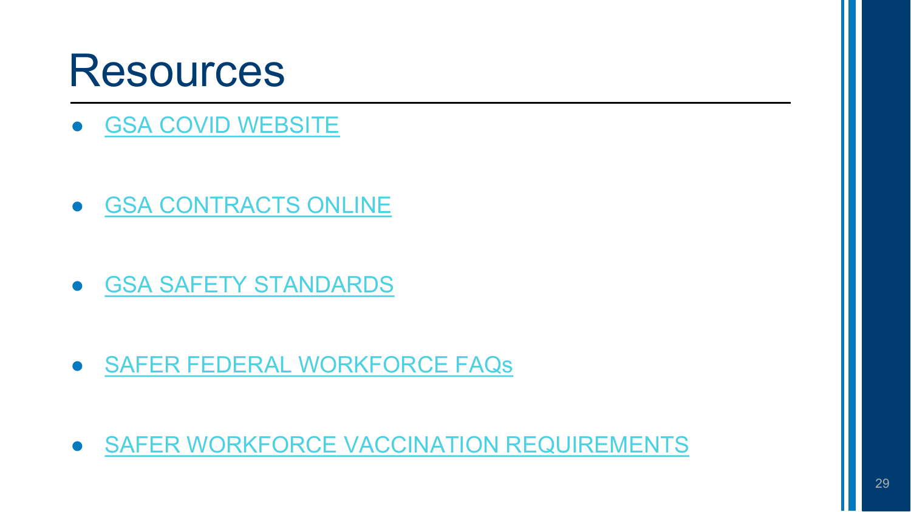# Resources

- GSA COVID WEBSITE
- GSA CONTRACTS ONLINE
- GSA SAFETY STANDARDS
- SAFER FEDERAL WORKFORCE FAQs
- SAFER WORKFORCE VACCINATION REQUIREMENTS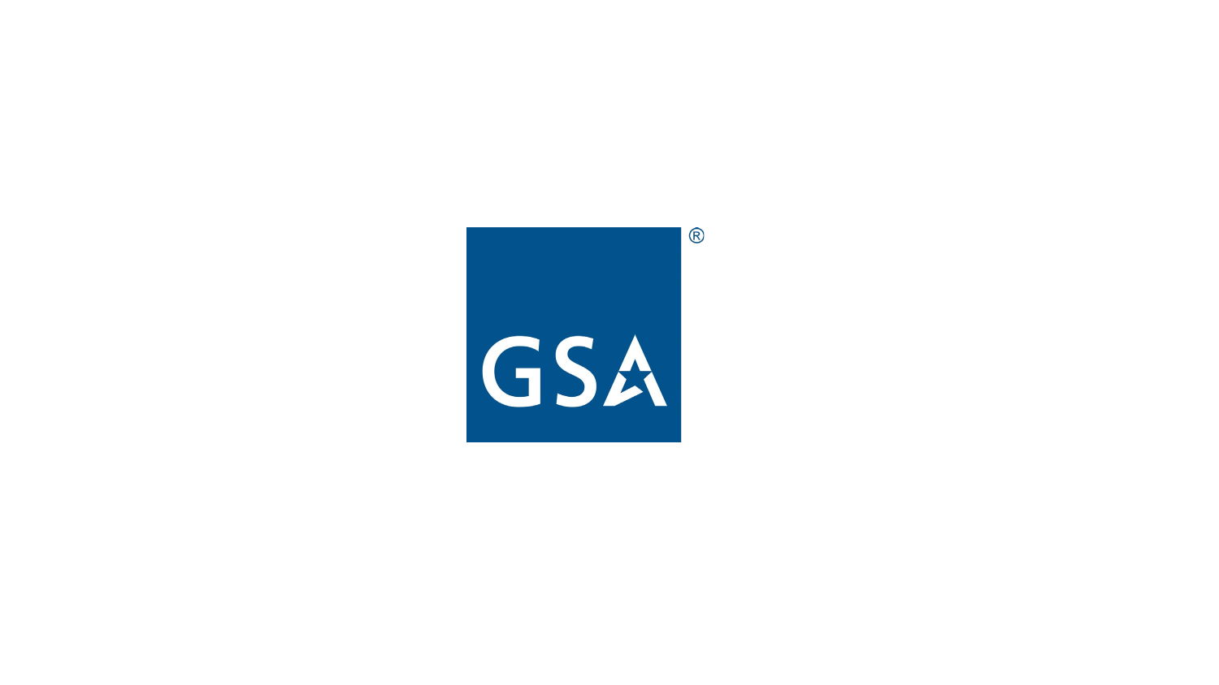GSA®